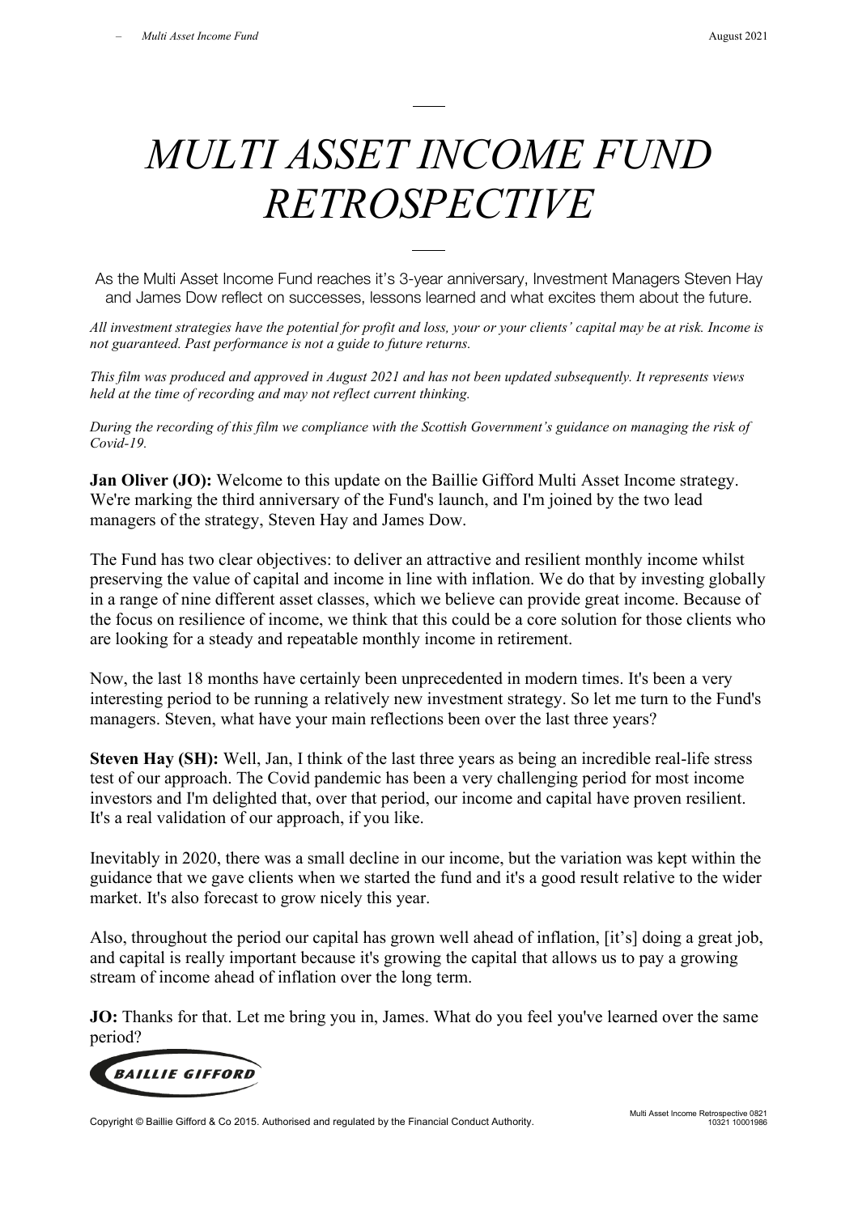# *MULTI ASSET INCOME FUND RETROSPECTIVE*

As the Multi Asset Income Fund reaches it's 3-year anniversary, Investment Managers Steven Hay and James Dow reflect on successes, lessons learned and what excites them about the future.

*All investment strategies have the potential for profit and loss, your or your clients' capital may be at risk. Income is not guaranteed. Past performance is not a guide to future returns.*

*This film was produced and approved in August 2021 and has not been updated subsequently. It represents views held at the time of recording and may not reflect current thinking.*

*During the recording of this film we compliance with the Scottish Government's guidance on managing the risk of Covid-19.*

**Jan Oliver (JO):** Welcome to this update on the Baillie Gifford Multi Asset Income strategy. We're marking the third anniversary of the Fund's launch, and I'm joined by the two lead managers of the strategy, Steven Hay and James Dow.

The Fund has two clear objectives: to deliver an attractive and resilient monthly income whilst preserving the value of capital and income in line with inflation. We do that by investing globally in a range of nine different asset classes, which we believe can provide great income. Because of the focus on resilience of income, we think that this could be a core solution for those clients who are looking for a steady and repeatable monthly income in retirement.

Now, the last 18 months have certainly been unprecedented in modern times. It's been a very interesting period to be running a relatively new investment strategy. So let me turn to the Fund's managers. Steven, what have your main reflections been over the last three years?

**Steven Hay (SH):** Well, Jan, I think of the last three years as being an incredible real-life stress test of our approach. The Covid pandemic has been a very challenging period for most income investors and I'm delighted that, over that period, our income and capital have proven resilient. It's a real validation of our approach, if you like.

Inevitably in 2020, there was a small decline in our income, but the variation was kept within the guidance that we gave clients when we started the fund and it's a good result relative to the wider market. It's also forecast to grow nicely this year.

Also, throughout the period our capital has grown well ahead of inflation, [it's] doing a great job, and capital is really important because it's growing the capital that allows us to pay a growing stream of income ahead of inflation over the long term.

**JO:** Thanks for that. Let me bring you in, James. What do you feel you've learned over the same period?

Copyright © Baillie Gifford & Co 2015. Authorised and regulated by the Financial Conduct Authority.

Multi Asset Income Retrospective 0821
10321 10001986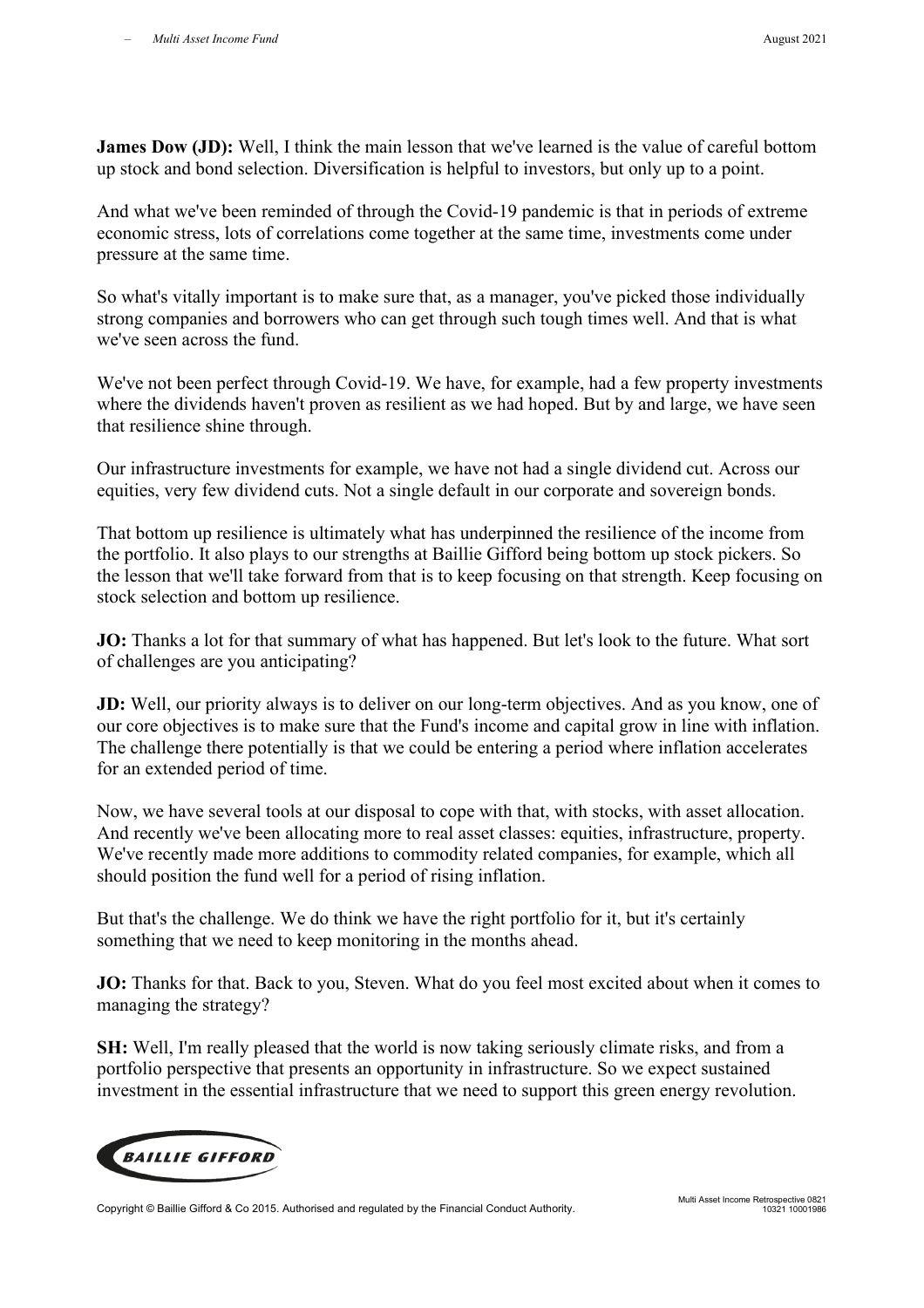**James Dow (JD):** Well, I think the main lesson that we've learned is the value of careful bottom up stock and bond selection. Diversification is helpful to investors, but only up to a point.

And what we've been reminded of through the Covid-19 pandemic is that in periods of extreme economic stress, lots of correlations come together at the same time, investments come under pressure at the same time.

So what's vitally important is to make sure that, as a manager, you've picked those individually strong companies and borrowers who can get through such tough times well. And that is what we've seen across the fund.

We've not been perfect through Covid-19. We have, for example, had a few property investments where the dividends haven't proven as resilient as we had hoped. But by and large, we have seen that resilience shine through.

Our infrastructure investments for example, we have not had a single dividend cut. Across our equities, very few dividend cuts. Not a single default in our corporate and sovereign bonds.

That bottom up resilience is ultimately what has underpinned the resilience of the income from the portfolio. It also plays to our strengths at Baillie Gifford being bottom up stock pickers. So the lesson that we'll take forward from that is to keep focusing on that strength. Keep focusing on stock selection and bottom up resilience.

**JO:** Thanks a lot for that summary of what has happened. But let's look to the future. What sort of challenges are you anticipating?

**JD:** Well, our priority always is to deliver on our long-term objectives. And as you know, one of our core objectives is to make sure that the Fund's income and capital grow in line with inflation. The challenge there potentially is that we could be entering a period where inflation accelerates for an extended period of time.

Now, we have several tools at our disposal to cope with that, with stocks, with asset allocation. And recently we've been allocating more to real asset classes: equities, infrastructure, property. We've recently made more additions to commodity related companies, for example, which all should position the fund well for a period of rising inflation.

But that's the challenge. We do think we have the right portfolio for it, but it's certainly something that we need to keep monitoring in the months ahead.

**JO:** Thanks for that. Back to you, Steven. What do you feel most excited about when it comes to managing the strategy?

**SH:** Well, I'm really pleased that the world is now taking seriously climate risks, and from a portfolio perspective that presents an opportunity in infrastructure. So we expect sustained investment in the essential infrastructure that we need to support this green energy revolution.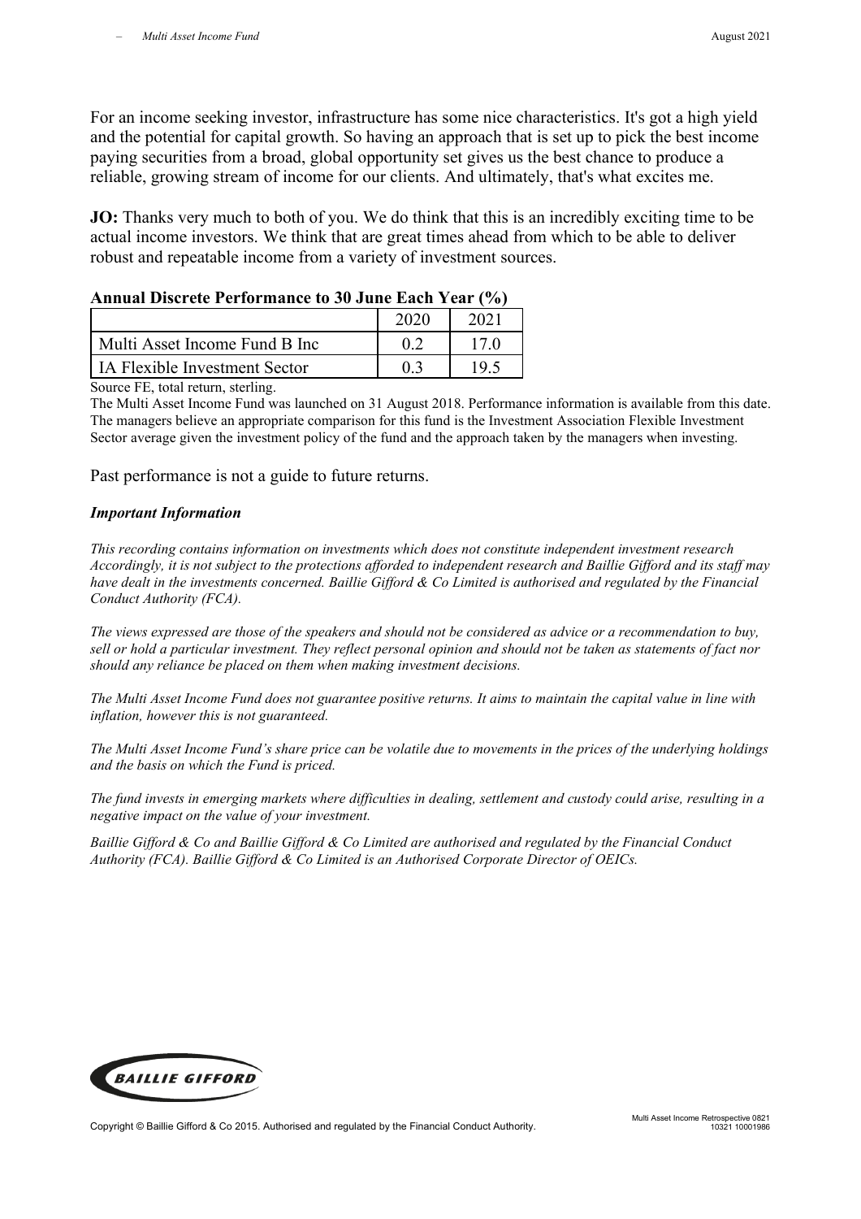For an income seeking investor, infrastructure has some nice characteristics. It's got a high yield and the potential for capital growth. So having an approach that is set up to pick the best income paying securities from a broad, global opportunity set gives us the best chance to produce a reliable, growing stream of income for our clients. And ultimately, that's what excites me.

**JO:** Thanks very much to both of you. We do think that this is an incredibly exciting time to be actual income investors. We think that are great times ahead from which to be able to deliver robust and repeatable income from a variety of investment sources.

**Annual Discrete Performance to 30 June Each Year (%)**

| | 2020 | 2021 |
|---|---|---|
| Multi Asset Income Fund B Inc | 0.2 | 17.0 |
| IA Flexible Investment Sector | 0.3 | 19.5 |

Source FE, total return, sterling.

The Multi Asset Income Fund was launched on 31 August 2018. Performance information is available from this date. The managers believe an appropriate comparison for this fund is the Investment Association Flexible Investment Sector average given the investment policy of the fund and the approach taken by the managers when investing.

Past performance is not a guide to future returns.

***Important Information***

*This recording contains information on investments which does not constitute independent investment research Accordingly, it is not subject to the protections afforded to independent research and Baillie Gifford and its staff may have dealt in the investments concerned. Baillie Gifford & Co Limited is authorised and regulated by the Financial Conduct Authority (FCA).*

*The views expressed are those of the speakers and should not be considered as advice or a recommendation to buy, sell or hold a particular investment. They reflect personal opinion and should not be taken as statements of fact nor should any reliance be placed on them when making investment decisions.*

*The Multi Asset Income Fund does not guarantee positive returns. It aims to maintain the capital value in line with inflation, however this is not guaranteed.*

*The Multi Asset Income Fund's share price can be volatile due to movements in the prices of the underlying holdings and the basis on which the Fund is priced.*

*The fund invests in emerging markets where difficulties in dealing, settlement and custody could arise, resulting in a negative impact on the value of your investment.*

*Baillie Gifford & Co and Baillie Gifford & Co Limited are authorised and regulated by the Financial Conduct Authority (FCA). Baillie Gifford & Co Limited is an Authorised Corporate Director of OEICs.*

Copyright © Baillie Gifford & Co 2015. Authorised and regulated by the Financial Conduct Authority.

Multi Asset Income Retrospective 0821
10321 10001986